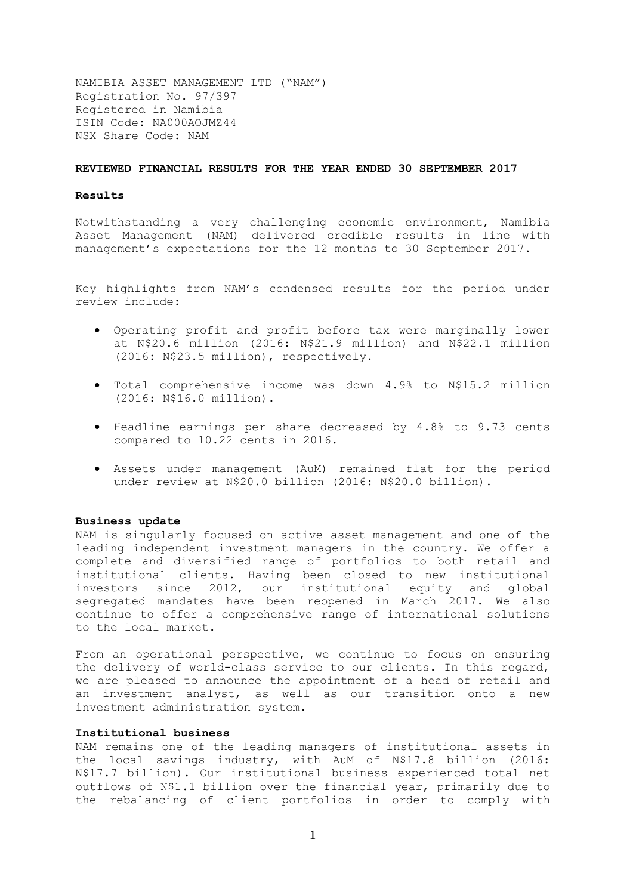NAMIBIA ASSET MANAGEMENT LTD ("NAM")
Registration No. 97/397
Registered in Namibia
ISIN Code: NA000AOJMZ44
NSX Share Code: NAM

**REVIEWED FINANCIAL RESULTS FOR THE YEAR ENDED 30 SEPTEMBER 2017**

**Results**

Notwithstanding a very challenging economic environment, Namibia Asset Management (NAM) delivered credible results in line with management's expectations for the 12 months to 30 September 2017.

Key highlights from NAM's condensed results for the period under review include:

- Operating profit and profit before tax were marginally lower at N$20.6 million (2016: N$21.9 million) and N$22.1 million (2016: N$23.5 million), respectively.
- Total comprehensive income was down 4.9% to N$15.2 million (2016: N$16.0 million).
- Headline earnings per share decreased by 4.8% to 9.73 cents compared to 10.22 cents in 2016.
- Assets under management (AuM) remained flat for the period under review at N$20.0 billion (2016: N$20.0 billion).

**Business update**

NAM is singularly focused on active asset management and one of the leading independent investment managers in the country. We offer a complete and diversified range of portfolios to both retail and institutional clients. Having been closed to new institutional investors since 2012, our institutional equity and global segregated mandates have been reopened in March 2017. We also continue to offer a comprehensive range of international solutions to the local market.

From an operational perspective, we continue to focus on ensuring the delivery of world-class service to our clients. In this regard, we are pleased to announce the appointment of a head of retail and an investment analyst, as well as our transition onto a new investment administration system.

**Institutional business**

NAM remains one of the leading managers of institutional assets in the local savings industry, with AuM of N$17.8 billion (2016: N$17.7 billion). Our institutional business experienced total net outflows of N$1.1 billion over the financial year, primarily due to the rebalancing of client portfolios in order to comply with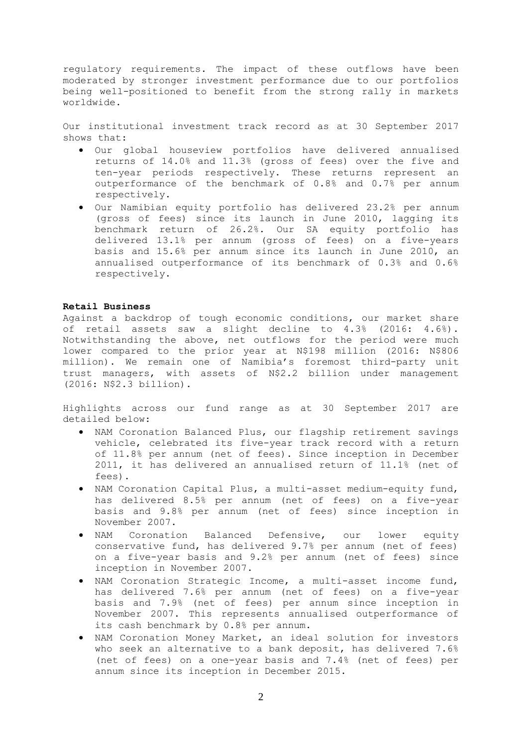regulatory requirements. The impact of these outflows have been moderated by stronger investment performance due to our portfolios being well-positioned to benefit from the strong rally in markets worldwide.

Our institutional investment track record as at 30 September 2017 shows that:

- Our global houseview portfolios have delivered annualised returns of 14.0% and 11.3% (gross of fees) over the five and ten-year periods respectively. These returns represent an outperformance of the benchmark of 0.8% and 0.7% per annum respectively.
- Our Namibian equity portfolio has delivered 23.2% per annum (gross of fees) since its launch in June 2010, lagging its benchmark return of 26.2%. Our SA equity portfolio has delivered 13.1% per annum (gross of fees) on a five-years basis and 15.6% per annum since its launch in June 2010, an annualised outperformance of its benchmark of 0.3% and 0.6% respectively.

**Retail Business**

Against a backdrop of tough economic conditions, our market share of retail assets saw a slight decline to 4.3% (2016: 4.6%). Notwithstanding the above, net outflows for the period were much lower compared to the prior year at N$198 million (2016: N$806 million). We remain one of Namibia's foremost third-party unit trust managers, with assets of N$2.2 billion under management (2016: N$2.3 billion).

Highlights across our fund range as at 30 September 2017 are detailed below:

- NAM Coronation Balanced Plus, our flagship retirement savings vehicle, celebrated its five-year track record with a return of 11.8% per annum (net of fees). Since inception in December 2011, it has delivered an annualised return of 11.1% (net of fees).
- NAM Coronation Capital Plus, a multi-asset medium-equity fund, has delivered 8.5% per annum (net of fees) on a five-year basis and 9.8% per annum (net of fees) since inception in November 2007.
- NAM Coronation Balanced Defensive, our lower equity conservative fund, has delivered 9.7% per annum (net of fees) on a five-year basis and 9.2% per annum (net of fees) since inception in November 2007.
- NAM Coronation Strategic Income, a multi-asset income fund, has delivered 7.6% per annum (net of fees) on a five-year basis and 7.9% (net of fees) per annum since inception in November 2007. This represents annualised outperformance of its cash benchmark by 0.8% per annum.
- NAM Coronation Money Market, an ideal solution for investors who seek an alternative to a bank deposit, has delivered 7.6% (net of fees) on a one-year basis and 7.4% (net of fees) per annum since its inception in December 2015.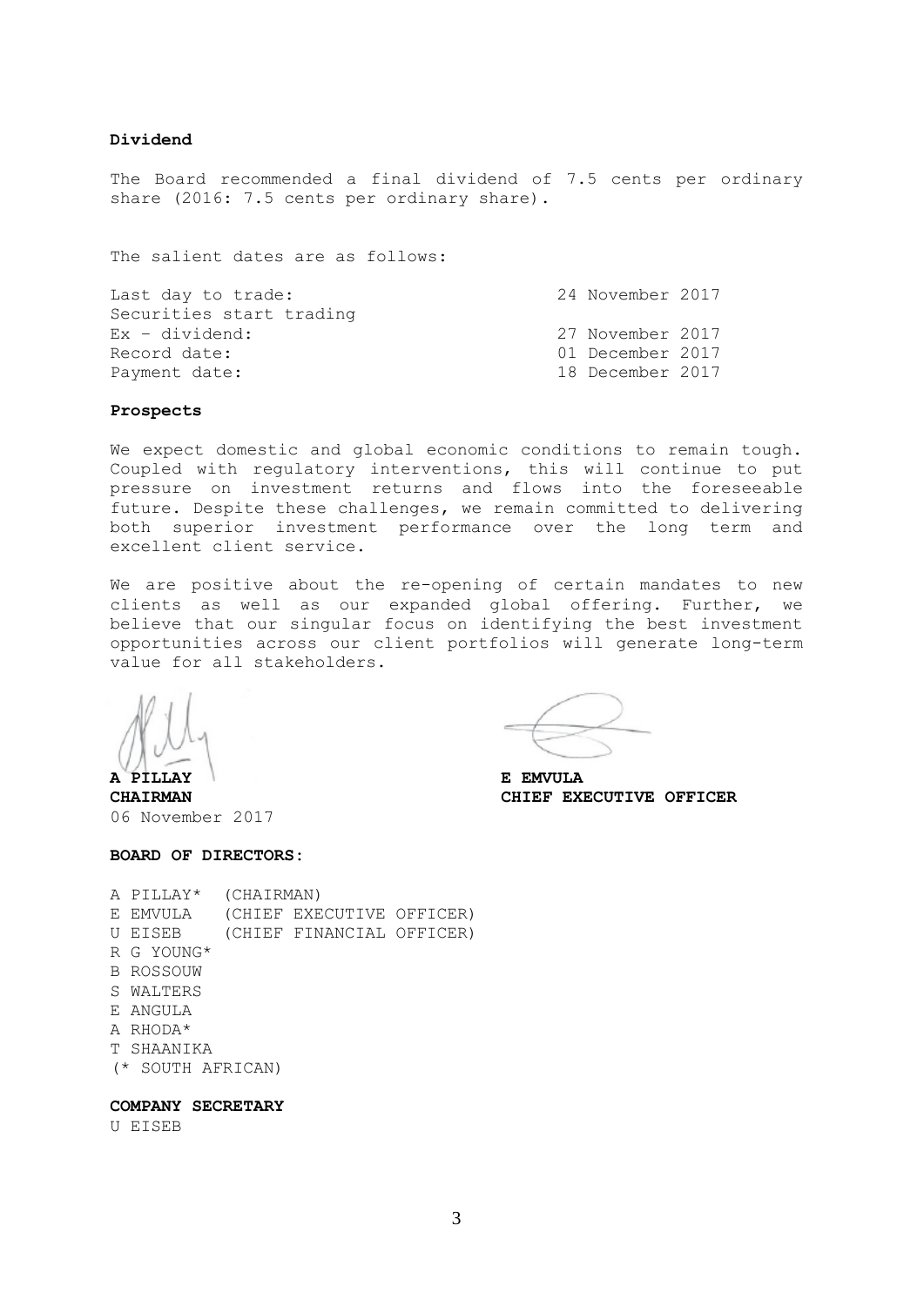**Dividend**

The Board recommended a final dividend of 7.5 cents per ordinary share (2016: 7.5 cents per ordinary share).

The salient dates are as follows:

| | |
|---|---|
| Last day to trade: | 24 November 2017 |
| Securities start trading | |
| Ex – dividend: | 27 November 2017 |
| Record date: | 01 December 2017 |
| Payment date: | 18 December 2017 |

**Prospects**

We expect domestic and global economic conditions to remain tough. Coupled with regulatory interventions, this will continue to put pressure on investment returns and flows into the foreseeable future. Despite these challenges, we remain committed to delivering both superior investment performance over the long term and excellent client service.

We are positive about the re-opening of certain mandates to new clients as well as our expanded global offering. Further, we believe that our singular focus on identifying the best investment opportunities across our client portfolios will generate long-term value for all stakeholders.

**A PILLAY**
**CHAIRMAN**
06 November 2017

**E EMVULA**
**CHIEF EXECUTIVE OFFICER**

**BOARD OF DIRECTORS:**

A PILLAY* (CHAIRMAN)
E EMVULA (CHIEF EXECUTIVE OFFICER)
U EISEB (CHIEF FINANCIAL OFFICER)
R G YOUNG*
B ROSSOUW
S WALTERS
E ANGULA
A RHODA*
T SHAANIKA
(* SOUTH AFRICAN)

**COMPANY SECRETARY**

U EISEB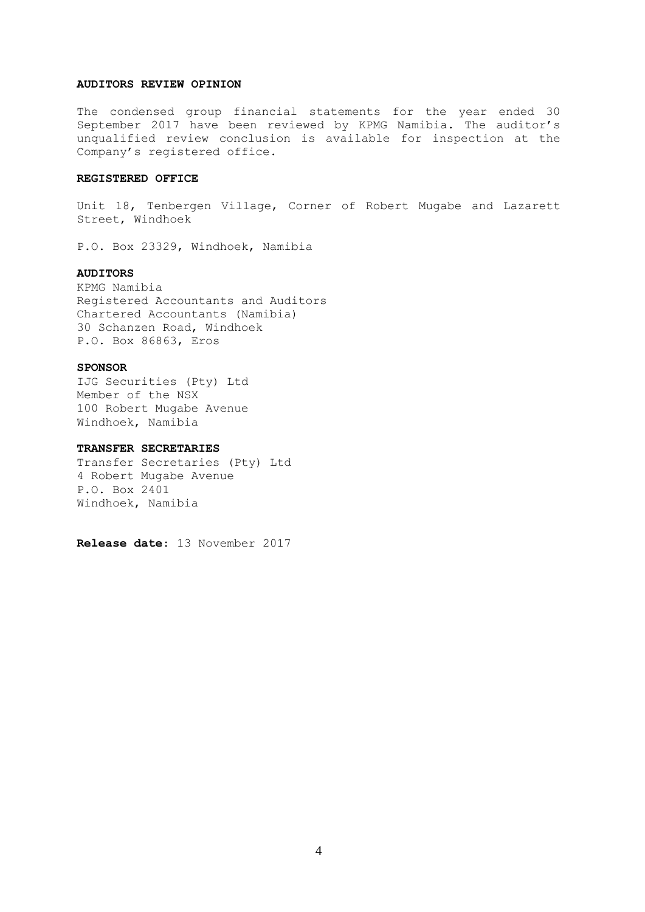**AUDITORS REVIEW OPINION**

The condensed group financial statements for the year ended 30 September 2017 have been reviewed by KPMG Namibia. The auditor's unqualified review conclusion is available for inspection at the Company's registered office.

**REGISTERED OFFICE**

Unit 18, Tenbergen Village, Corner of Robert Mugabe and Lazarett Street, Windhoek

P.O. Box 23329, Windhoek, Namibia

**AUDITORS**

KPMG Namibia
Registered Accountants and Auditors
Chartered Accountants (Namibia)
30 Schanzen Road, Windhoek
P.O. Box 86863, Eros

**SPONSOR**

IJG Securities (Pty) Ltd
Member of the NSX
100 Robert Mugabe Avenue
Windhoek, Namibia

**TRANSFER SECRETARIES**

Transfer Secretaries (Pty) Ltd
4 Robert Mugabe Avenue
P.O. Box 2401
Windhoek, Namibia

**Release date:** 13 November 2017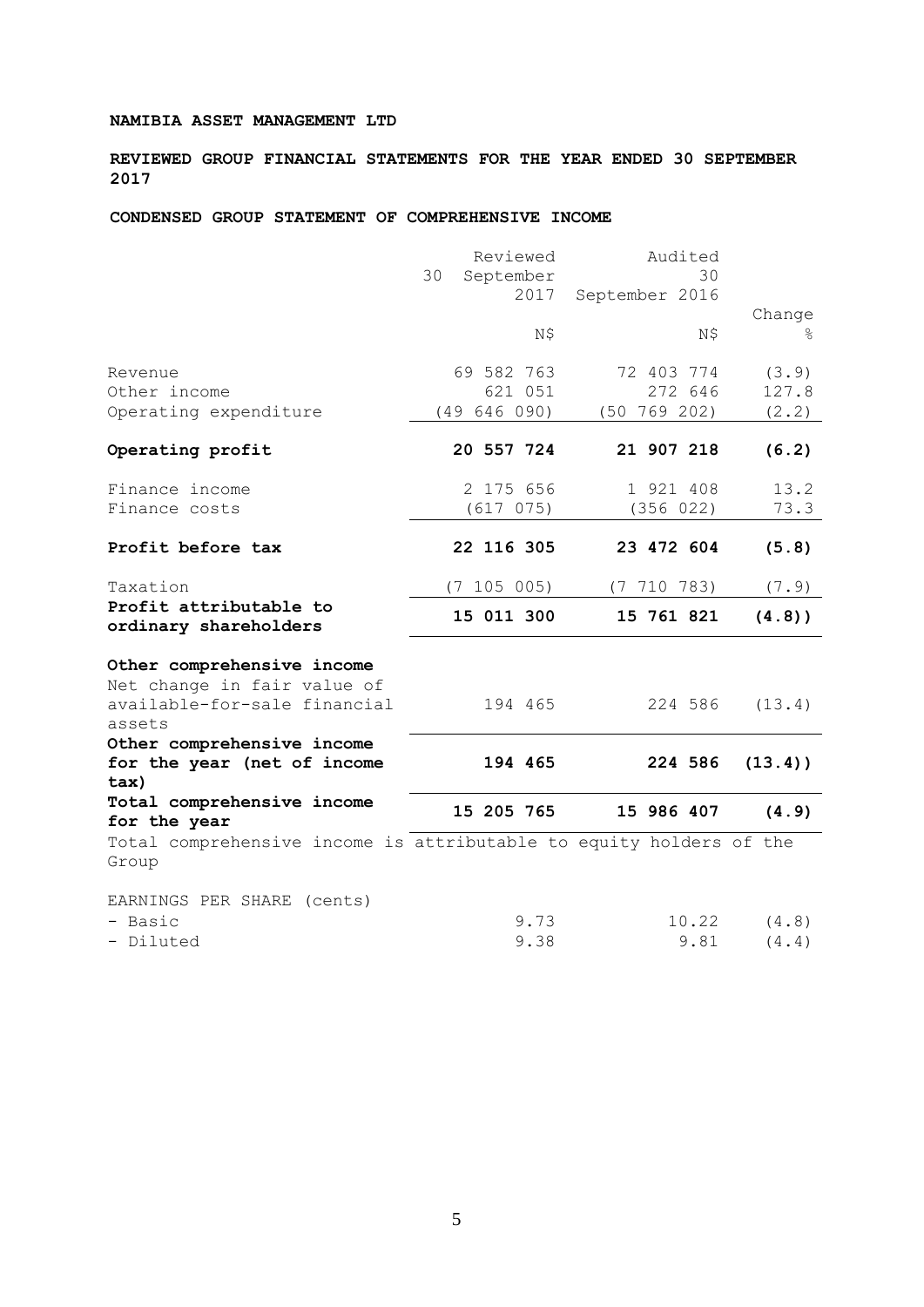**NAMIBIA ASSET MANAGEMENT LTD**

**REVIEWED GROUP FINANCIAL STATEMENTS FOR THE YEAR ENDED 30 SEPTEMBER 2017**

**CONDENSED GROUP STATEMENT OF COMPREHENSIVE INCOME**

| | Reviewed 30 September 2017 | Audited 30 September 2016 | Change |
|---|---|---|---|
| | N$ | N$ | % |
| Revenue | 69 582 763 | 72 403 774 | (3.9) |
| Other income | 621 051 | 272 646 | 127.8 |
| Operating expenditure | (49 646 090) | (50 769 202) | (2.2) |
| **Operating profit** | **20 557 724** | **21 907 218** | **(6.2)** |
| Finance income | 2 175 656 | 1 921 408 | 13.2 |
| Finance costs | (617 075) | (356 022) | 73.3 |
| **Profit before tax** | **22 116 305** | **23 472 604** | **(5.8)** |
| Taxation | (7 105 005) | (7 710 783) | (7.9) |
| **Profit attributable to ordinary shareholders** | **15 011 300** | **15 761 821** | **(4.8))** |
| **Other comprehensive income** | | | |
| Net change in fair value of available-for-sale financial assets | 194 465 | 224 586 | (13.4) |
| **Other comprehensive income for the year (net of income tax)** | **194 465** | **224 586** | **(13.4))** |
| **Total comprehensive income for the year** | **15 205 765** | **15 986 407** | **(4.9)** |

Total comprehensive income is attributable to equity holders of the Group

| EARNINGS PER SHARE (cents) | | | |
|---|---|---|---|
| - Basic | 9.73 | 10.22 | (4.8) |
| - Diluted | 9.38 | 9.81 | (4.4) |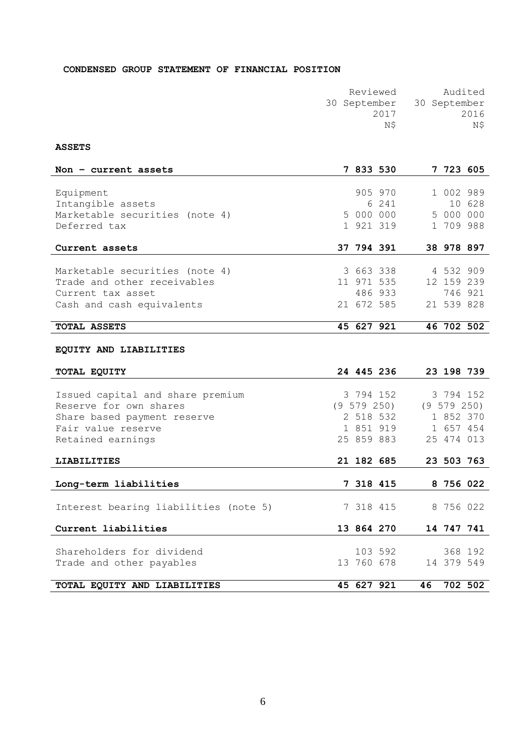**CONDENSED GROUP STATEMENT OF FINANCIAL POSITION**

| | Reviewed 30 September 2017 N$ | Audited 30 September 2016 N$ |
|---|---|---|
| **ASSETS** | | |
| **Non – current assets** | **7 833 530** | **7 723 605** |
| Equipment | 905 970 | 1 002 989 |
| Intangible assets | 6 241 | 10 628 |
| Marketable securities (note 4) | 5 000 000 | 5 000 000 |
| Deferred tax | 1 921 319 | 1 709 988 |
| **Current assets** | **37 794 391** | **38 978 897** |
| Marketable securities (note 4) | 3 663 338 | 4 532 909 |
| Trade and other receivables | 11 971 535 | 12 159 239 |
| Current tax asset | 486 933 | 746 921 |
| Cash and cash equivalents | 21 672 585 | 21 539 828 |
| **TOTAL ASSETS** | **45 627 921** | **46 702 502** |
| **EQUITY AND LIABILITIES** | | |
| **TOTAL EQUITY** | **24 445 236** | **23 198 739** |
| Issued capital and share premium | 3 794 152 | 3 794 152 |
| Reserve for own shares | (9 579 250) | (9 579 250) |
| Share based payment reserve | 2 518 532 | 1 852 370 |
| Fair value reserve | 1 851 919 | 1 657 454 |
| Retained earnings | 25 859 883 | 25 474 013 |
| **LIABILITIES** | **21 182 685** | **23 503 763** |
| **Long-term liabilities** | **7 318 415** | **8 756 022** |
| Interest bearing liabilities (note 5) | 7 318 415 | 8 756 022 |
| **Current liabilities** | **13 864 270** | **14 747 741** |
| Shareholders for dividend | 103 592 | 368 192 |
| Trade and other payables | 13 760 678 | 14 379 549 |
| **TOTAL EQUITY AND LIABILITIES** | **45 627 921** | **46 702 502** |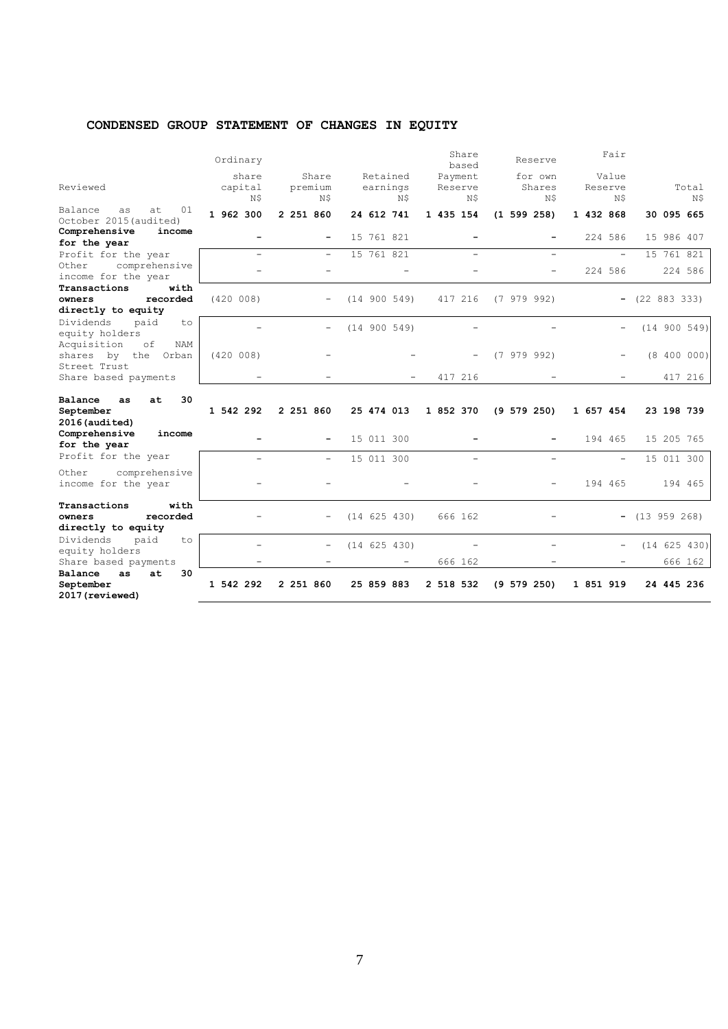## CONDENSED GROUP STATEMENT OF CHANGES IN EQUITY

| Reviewed | Ordinary share capital N$ | Share premium N$ | Retained earnings N$ | Share based Payment Reserve N$ | Reserve for own Shares N$ | Fair Value Reserve N$ | Total N$ |
|---|---|---|---|---|---|---|---|
| Balance as at 01 October 2015 (audited) | **1 962 300** | **2 251 860** | **24 612 741** | **1 435 154** | **(1 599 258)** | **1 432 868** | **30 095 665** |
| **Comprehensive income for the year** | **-** | **-** | 15 761 821 | **-** | **-** | 224 586 | 15 986 407 |
| Profit for the year | - | - | 15 761 821 | - | - | - | 15 761 821 |
| Other comprehensive income for the year | - | - | - | - | - | 224 586 | 224 586 |
| **Transactions with owners recorded directly to equity** | (420 008) | - | (14 900 549) | 417 216 | (7 979 992) | **-** | (22 883 333) |
| Dividends paid to equity holders | - | - | (14 900 549) | - | - | - | (14 900 549) |
| Acquisition of NAM shares by the Orban Street Trust | (420 008) | - | - | - | (7 979 992) | - | (8 400 000) |
| Share based payments | - | - | - | 417 216 | - | - | 417 216 |
| **Balance as at 30 September 2016 (audited)** | **1 542 292** | **2 251 860** | **25 474 013** | **1 852 370** | **(9 579 250)** | **1 657 454** | **23 198 739** |
| **Comprehensive income for the year** | **-** | **-** | 15 011 300 | **-** | **-** | 194 465 | 15 205 765 |
| Profit for the year | - | - | 15 011 300 | - | - | - | 15 011 300 |
| Other comprehensive income for the year | - | - | - | - | - | 194 465 | 194 465 |
| **Transactions with owners recorded directly to equity** | - | - | (14 625 430) | 666 162 | - | **-** | (13 959 268) |
| Dividends paid to equity holders | - | - | (14 625 430) | - | - | - | (14 625 430) |
| Share based payments | - | - | - | 666 162 | - | - | 666 162 |
| **Balance as at 30 September 2017 (reviewed)** | **1 542 292** | **2 251 860** | **25 859 883** | **2 518 532** | **(9 579 250)** | **1 851 919** | **24 445 236** |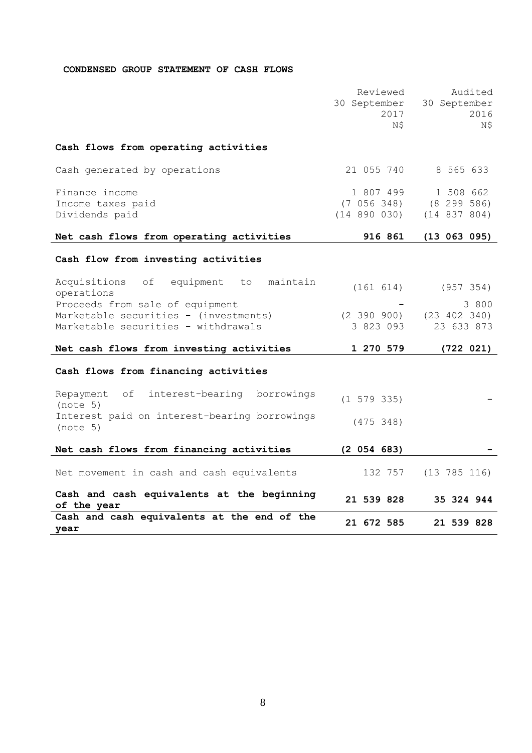**CONDENSED GROUP STATEMENT OF CASH FLOWS**

| | Reviewed 30 September 2017 N$ | Audited 30 September 2016 N$ |
|---|---|---|
| **Cash flows from operating activities** | | |
| Cash generated by operations | 21 055 740 | 8 565 633 |
| Finance income | 1 807 499 | 1 508 662 |
| Income taxes paid | (7 056 348) | (8 299 586) |
| Dividends paid | (14 890 030) | (14 837 804) |
| **Net cash flows from operating activities** | **916 861** | **(13 063 095)** |
| **Cash flow from investing activities** | | |
| Acquisitions of equipment to maintain operations | (161 614) | (957 354) |
| Proceeds from sale of equipment | - | 3 800 |
| Marketable securities - (investments) | (2 390 900) | (23 402 340) |
| Marketable securities - withdrawals | 3 823 093 | 23 633 873 |
| **Net cash flows from investing activities** | **1 270 579** | **(722 021)** |
| **Cash flows from financing activities** | | |
| Repayment of interest-bearing borrowings (note 5) | (1 579 335) | - |
| Interest paid on interest-bearing borrowings (note 5) | (475 348) | |
| **Net cash flows from financing activities** | **(2 054 683)** | **-** |
| Net movement in cash and cash equivalents | 132 757 | (13 785 116) |
| **Cash and cash equivalents at the beginning of the year** | **21 539 828** | **35 324 944** |
| **Cash and cash equivalents at the end of the year** | **21 672 585** | **21 539 828** |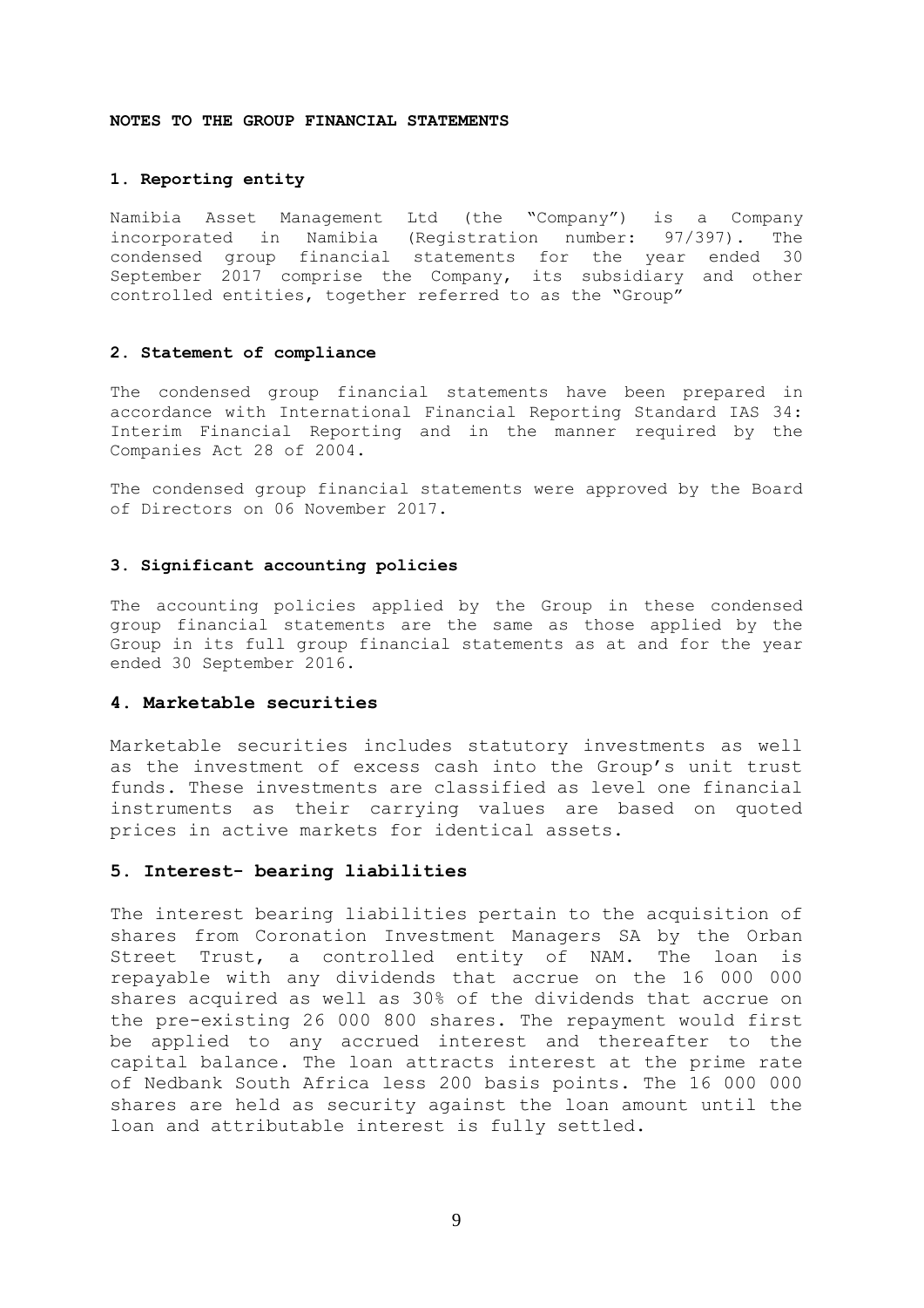**NOTES TO THE GROUP FINANCIAL STATEMENTS**

**1. Reporting entity**

Namibia Asset Management Ltd (the "Company") is a Company incorporated in Namibia (Registration number: 97/397). The condensed group financial statements for the year ended 30 September 2017 comprise the Company, its subsidiary and other controlled entities, together referred to as the "Group"

**2. Statement of compliance**

The condensed group financial statements have been prepared in accordance with International Financial Reporting Standard IAS 34: Interim Financial Reporting and in the manner required by the Companies Act 28 of 2004.

The condensed group financial statements were approved by the Board of Directors on 06 November 2017.

**3. Significant accounting policies**

The accounting policies applied by the Group in these condensed group financial statements are the same as those applied by the Group in its full group financial statements as at and for the year ended 30 September 2016.

**4. Marketable securities**

Marketable securities includes statutory investments as well as the investment of excess cash into the Group's unit trust funds. These investments are classified as level one financial instruments as their carrying values are based on quoted prices in active markets for identical assets.

**5. Interest- bearing liabilities**

The interest bearing liabilities pertain to the acquisition of shares from Coronation Investment Managers SA by the Orban Street Trust, a controlled entity of NAM. The loan is repayable with any dividends that accrue on the 16 000 000 shares acquired as well as 30% of the dividends that accrue on the pre-existing 26 000 800 shares. The repayment would first be applied to any accrued interest and thereafter to the capital balance. The loan attracts interest at the prime rate of Nedbank South Africa less 200 basis points. The 16 000 000 shares are held as security against the loan amount until the loan and attributable interest is fully settled.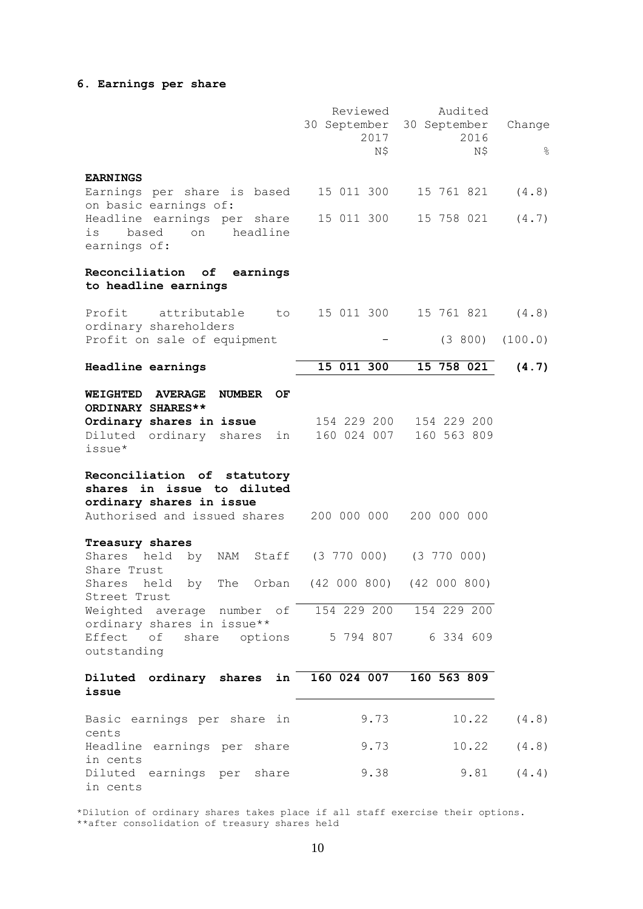**6. Earnings per share**

| | Reviewed 30 September 2017 N$ | Audited 30 September 2016 N$ | Change % |
|---|---|---|---|
| **EARNINGS** | | | |
| Earnings per share is based on basic earnings of: | 15 011 300 | 15 761 821 | (4.8) |
| Headline earnings per share is based on headline earnings of: | 15 011 300 | 15 758 021 | (4.7) |
| **Reconciliation of earnings to headline earnings** | | | |
| Profit attributable to ordinary shareholders | 15 011 300 | 15 761 821 | (4.8) |
| Profit on sale of equipment | - | (3 800) | (100.0) |
| **Headline earnings** | **15 011 300** | **15 758 021** | **(4.7)** |
| **WEIGHTED AVERAGE NUMBER OF ORDINARY SHARES**** | | | |
| **Ordinary shares in issue** | 154 229 200 | 154 229 200 | |
| Diluted ordinary shares in issue* | 160 024 007 | 160 563 809 | |
| **Reconciliation of statutory shares in issue to diluted ordinary shares in issue** | | | |
| Authorised and issued shares | 200 000 000 | 200 000 000 | |
| **Treasury shares** | | | |
| Shares held by NAM Staff Share Trust | (3 770 000) | (3 770 000) | |
| Shares held by The Orban Street Trust | (42 000 800) | (42 000 800) | |
| Weighted average number of ordinary shares in issue** | 154 229 200 | 154 229 200 | |
| Effect of share options outstanding | 5 794 807 | 6 334 609 | |
| **Diluted ordinary shares in issue** | **160 024 007** | **160 563 809** | |
| Basic earnings per share in cents | 9.73 | 10.22 | (4.8) |
| Headline earnings per share in cents | 9.73 | 10.22 | (4.8) |
| Diluted earnings per share in cents | 9.38 | 9.81 | (4.4) |

*Dilution of ordinary shares takes place if all staff exercise their options.
**after consolidation of treasury shares held